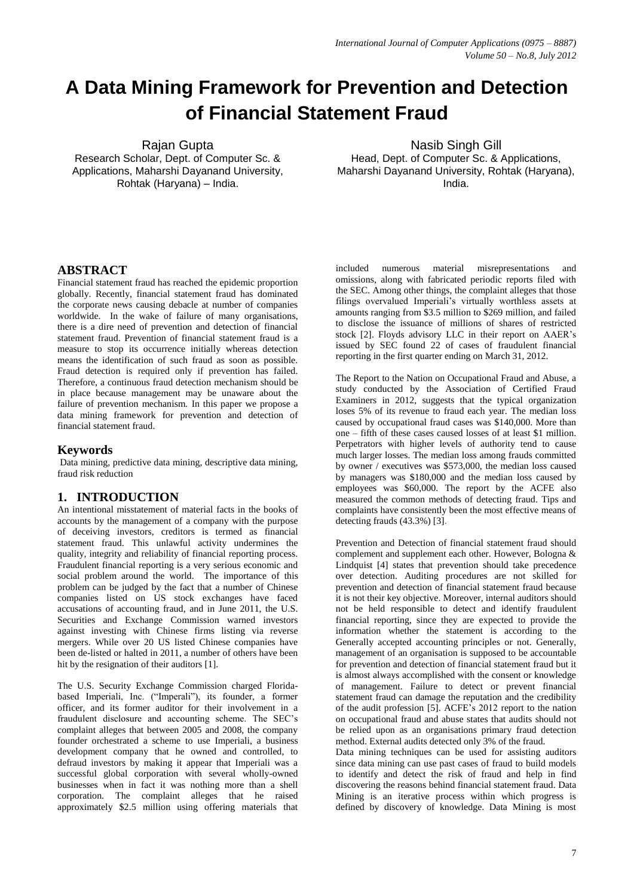# A Data Mining Framework for Prevention and Detection of Financial Statement Fraud

Rajan Gupta
Research Scholar, Dept. of Computer Sc. & Applications, Maharshi Dayanand University, Rohtak (Haryana) – India.

Nasib Singh Gill
Head, Dept. of Computer Sc. & Applications, Maharshi Dayanand University, Rohtak (Haryana), India.

## ABSTRACT

Financial statement fraud has reached the epidemic proportion globally. Recently, financial statement fraud has dominated the corporate news causing debacle at number of companies worldwide. In the wake of failure of many organisations, there is a dire need of prevention and detection of financial statement fraud. Prevention of financial statement fraud is a measure to stop its occurrence initially whereas detection means the identification of such fraud as soon as possible. Fraud detection is required only if prevention has failed. Therefore, a continuous fraud detection mechanism should be in place because management may be unaware about the failure of prevention mechanism. In this paper we propose a data mining framework for prevention and detection of financial statement fraud.

## Keywords

Data mining, predictive data mining, descriptive data mining, fraud risk reduction

## 1. INTRODUCTION

An intentional misstatement of material facts in the books of accounts by the management of a company with the purpose of deceiving investors, creditors is termed as financial statement fraud. This unlawful activity undermines the quality, integrity and reliability of financial reporting process. Fraudulent financial reporting is a very serious economic and social problem around the world. The importance of this problem can be judged by the fact that a number of Chinese companies listed on US stock exchanges have faced accusations of accounting fraud, and in June 2011, the U.S. Securities and Exchange Commission warned investors against investing with Chinese firms listing via reverse mergers. While over 20 US listed Chinese companies have been de-listed or halted in 2011, a number of others have been hit by the resignation of their auditors [1].

The U.S. Security Exchange Commission charged Florida-based Imperiali, Inc. ("Imperali"), its founder, a former officer, and its former auditor for their involvement in a fraudulent disclosure and accounting scheme. The SEC's complaint alleges that between 2005 and 2008, the company founder orchestrated a scheme to use Imperiali, a business development company that he owned and controlled, to defraud investors by making it appear that Imperiali was a successful global corporation with several wholly-owned businesses when in fact it was nothing more than a shell corporation. The complaint alleges that he raised approximately $2.5 million using offering materials that included numerous material misrepresentations and omissions, along with fabricated periodic reports filed with the SEC. Among other things, the complaint alleges that those filings overvalued Imperiali's virtually worthless assets at amounts ranging from $3.5 million to $269 million, and failed to disclose the issuance of millions of shares of restricted stock [2]. Floyds advisory LLC in their report on AAER's issued by SEC found 22 of cases of fraudulent financial reporting in the first quarter ending on March 31, 2012.

The Report to the Nation on Occupational Fraud and Abuse, a study conducted by the Association of Certified Fraud Examiners in 2012, suggests that the typical organization loses 5% of its revenue to fraud each year. The median loss caused by occupational fraud cases was $140,000. More than one – fifth of these cases caused losses of at least $1 million. Perpetrators with higher levels of authority tend to cause much larger losses. The median loss among frauds committed by owner / executives was $573,000, the median loss caused by managers was $180,000 and the median loss caused by employees was $60,000. The report by the ACFE also measured the common methods of detecting fraud. Tips and complaints have consistently been the most effective means of detecting frauds (43.3%) [3].

Prevention and Detection of financial statement fraud should complement and supplement each other. However, Bologna & Lindquist [4] states that prevention should take precedence over detection. Auditing procedures are not skilled for prevention and detection of financial statement fraud because it is not their key objective. Moreover, internal auditors should not be held responsible to detect and identify fraudulent financial reporting, since they are expected to provide the information whether the statement is according to the Generally accepted accounting principles or not. Generally, management of an organisation is supposed to be accountable for prevention and detection of financial statement fraud but it is almost always accomplished with the consent or knowledge of management. Failure to detect or prevent financial statement fraud can damage the reputation and the credibility of the audit profession [5]. ACFE's 2012 report to the nation on occupational fraud and abuse states that audits should not be relied upon as an organisations primary fraud detection method. External audits detected only 3% of the fraud.

Data mining techniques can be used for assisting auditors since data mining can use past cases of fraud to build models to identify and detect the risk of fraud and help in find discovering the reasons behind financial statement fraud. Data Mining is an iterative process within which progress is defined by discovery of knowledge. Data Mining is most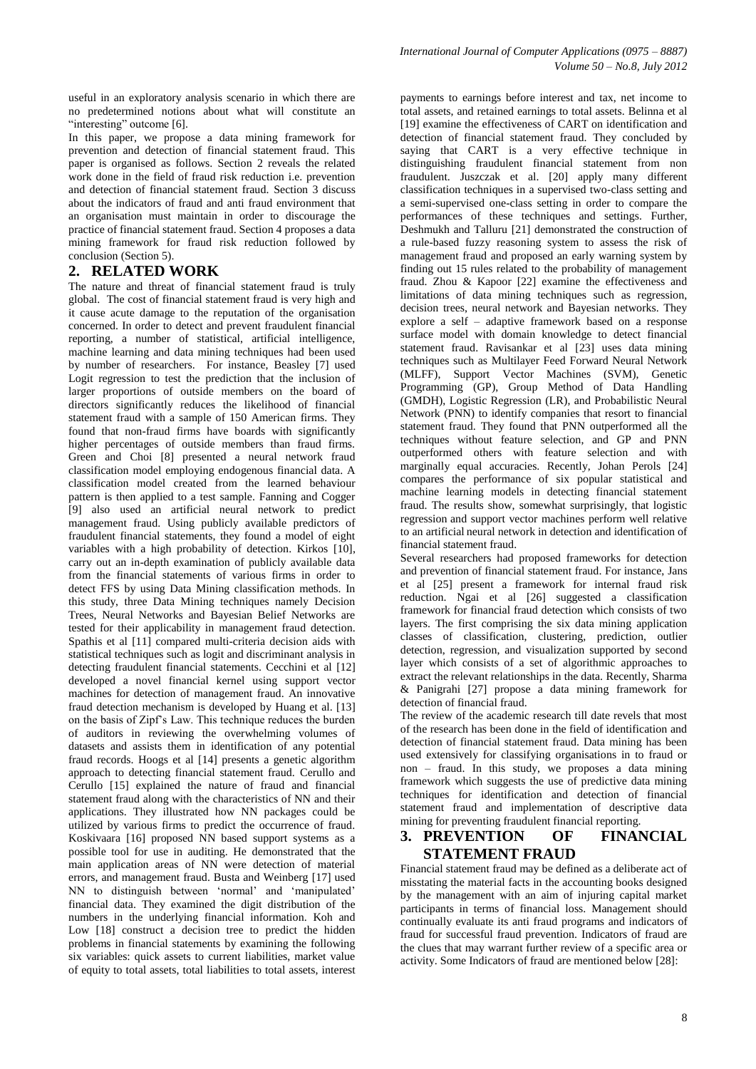useful in an exploratory analysis scenario in which there are no predetermined notions about what will constitute an "interesting" outcome [6].

In this paper, we propose a data mining framework for prevention and detection of financial statement fraud. This paper is organised as follows. Section 2 reveals the related work done in the field of fraud risk reduction i.e. prevention and detection of financial statement fraud. Section 3 discuss about the indicators of fraud and anti fraud environment that an organisation must maintain in order to discourage the practice of financial statement fraud. Section 4 proposes a data mining framework for fraud risk reduction followed by conclusion (Section 5).

## 2. RELATED WORK

The nature and threat of financial statement fraud is truly global. The cost of financial statement fraud is very high and it cause acute damage to the reputation of the organisation concerned. In order to detect and prevent fraudulent financial reporting, a number of statistical, artificial intelligence, machine learning and data mining techniques had been used by number of researchers. For instance, Beasley [7] used Logit regression to test the prediction that the inclusion of larger proportions of outside members on the board of directors significantly reduces the likelihood of financial statement fraud with a sample of 150 American firms. They found that non-fraud firms have boards with significantly higher percentages of outside members than fraud firms. Green and Choi [8] presented a neural network fraud classification model employing endogenous financial data. A classification model created from the learned behaviour pattern is then applied to a test sample. Fanning and Cogger [9] also used an artificial neural network to predict management fraud. Using publicly available predictors of fraudulent financial statements, they found a model of eight variables with a high probability of detection. Kirkos [10], carry out an in-depth examination of publicly available data from the financial statements of various firms in order to detect FFS by using Data Mining classification methods. In this study, three Data Mining techniques namely Decision Trees, Neural Networks and Bayesian Belief Networks are tested for their applicability in management fraud detection. Spathis et al [11] compared multi-criteria decision aids with statistical techniques such as logit and discriminant analysis in detecting fraudulent financial statements. Cecchini et al [12] developed a novel financial kernel using support vector machines for detection of management fraud. An innovative fraud detection mechanism is developed by Huang et al. [13] on the basis of Zipf's Law. This technique reduces the burden of auditors in reviewing the overwhelming volumes of datasets and assists them in identification of any potential fraud records. Hoogs et al [14] presents a genetic algorithm approach to detecting financial statement fraud. Cerullo and Cerullo [15] explained the nature of fraud and financial statement fraud along with the characteristics of NN and their applications. They illustrated how NN packages could be utilized by various firms to predict the occurrence of fraud. Koskivaara [16] proposed NN based support systems as a possible tool for use in auditing. He demonstrated that the main application areas of NN were detection of material errors, and management fraud. Busta and Weinberg [17] used NN to distinguish between 'normal' and 'manipulated' financial data. They examined the digit distribution of the numbers in the underlying financial information. Koh and Low [18] construct a decision tree to predict the hidden problems in financial statements by examining the following six variables: quick assets to current liabilities, market value of equity to total assets, total liabilities to total assets, interest payments to earnings before interest and tax, net income to total assets, and retained earnings to total assets. Belinna et al [19] examine the effectiveness of CART on identification and detection of financial statement fraud. They concluded by saying that CART is a very effective technique in distinguishing fraudulent financial statement from non fraudulent. Juszczak et al. [20] apply many different classification techniques in a supervised two-class setting and a semi-supervised one-class setting in order to compare the performances of these techniques and settings. Further, Deshmukh and Talluru [21] demonstrated the construction of a rule-based fuzzy reasoning system to assess the risk of management fraud and proposed an early warning system by finding out 15 rules related to the probability of management fraud. Zhou & Kapoor [22] examine the effectiveness and limitations of data mining techniques such as regression, decision trees, neural network and Bayesian networks. They explore a self – adaptive framework based on a response surface model with domain knowledge to detect financial statement fraud. Ravisankar et al [23] uses data mining techniques such as Multilayer Feed Forward Neural Network (MLFF), Support Vector Machines (SVM), Genetic Programming (GP), Group Method of Data Handling (GMDH), Logistic Regression (LR), and Probabilistic Neural Network (PNN) to identify companies that resort to financial statement fraud. They found that PNN outperformed all the techniques without feature selection, and GP and PNN outperformed others with feature selection and with marginally equal accuracies. Recently, Johan Perols [24] compares the performance of six popular statistical and machine learning models in detecting financial statement fraud. The results show, somewhat surprisingly, that logistic regression and support vector machines perform well relative to an artificial neural network in detection and identification of financial statement fraud.

Several researchers had proposed frameworks for detection and prevention of financial statement fraud. For instance, Jans et al [25] present a framework for internal fraud risk reduction. Ngai et al [26] suggested a classification framework for financial fraud detection which consists of two layers. The first comprising the six data mining application classes of classification, clustering, prediction, outlier detection, regression, and visualization supported by second layer which consists of a set of algorithmic approaches to extract the relevant relationships in the data. Recently, Sharma & Panigrahi [27] propose a data mining framework for detection of financial fraud.

The review of the academic research till date revels that most of the research has been done in the field of identification and detection of financial statement fraud. Data mining has been used extensively for classifying organisations in to fraud or non – fraud. In this study, we proposes a data mining framework which suggests the use of predictive data mining techniques for identification and detection of financial statement fraud and implementation of descriptive data mining for preventing fraudulent financial reporting.

## 3. PREVENTION OF FINANCIAL STATEMENT FRAUD

Financial statement fraud may be defined as a deliberate act of misstating the material facts in the accounting books designed by the management with an aim of injuring capital market participants in terms of financial loss. Management should continually evaluate its anti fraud programs and indicators of fraud for successful fraud prevention. Indicators of fraud are the clues that may warrant further review of a specific area or activity. Some Indicators of fraud are mentioned below [28]: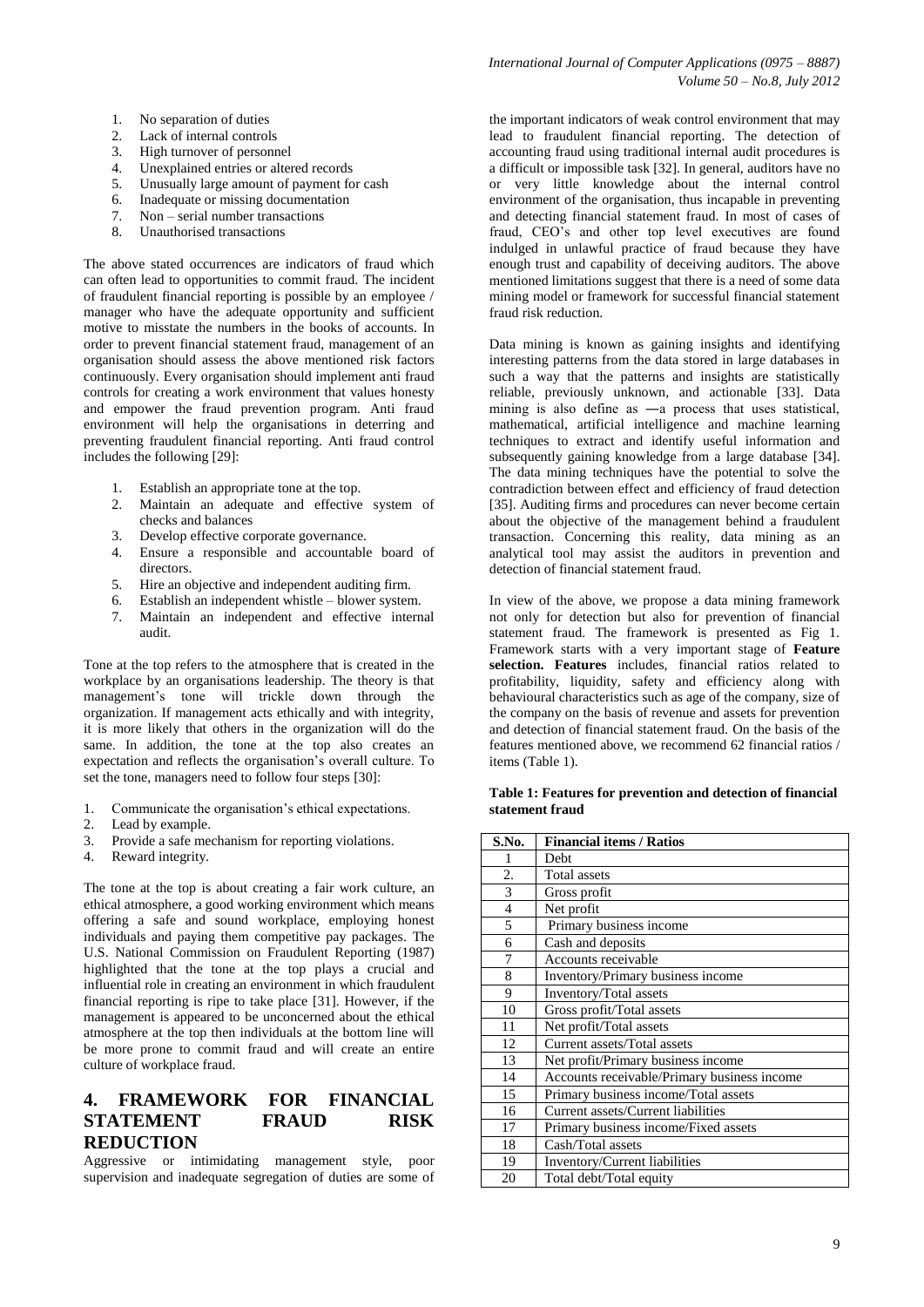1. No separation of duties
2. Lack of internal controls
3. High turnover of personnel
4. Unexplained entries or altered records
5. Unusually large amount of payment for cash
6. Inadequate or missing documentation
7. Non – serial number transactions
8. Unauthorised transactions

The above stated occurrences are indicators of fraud which can often lead to opportunities to commit fraud. The incident of fraudulent financial reporting is possible by an employee / manager who have the adequate opportunity and sufficient motive to misstate the numbers in the books of accounts. In order to prevent financial statement fraud, management of an organisation should assess the above mentioned risk factors continuously. Every organisation should implement anti fraud controls for creating a work environment that values honesty and empower the fraud prevention program. Anti fraud environment will help the organisations in deterring and preventing fraudulent financial reporting. Anti fraud control includes the following [29]:

1. Establish an appropriate tone at the top.
2. Maintain an adequate and effective system of checks and balances
3. Develop effective corporate governance.
4. Ensure a responsible and accountable board of directors.
5. Hire an objective and independent auditing firm.
6. Establish an independent whistle – blower system.
7. Maintain an independent and effective internal audit.

Tone at the top refers to the atmosphere that is created in the workplace by an organisations leadership. The theory is that management's tone will trickle down through the organization. If management acts ethically and with integrity, it is more likely that others in the organization will do the same. In addition, the tone at the top also creates an expectation and reflects the organisation's overall culture. To set the tone, managers need to follow four steps [30]:

1. Communicate the organisation's ethical expectations.
2. Lead by example.
3. Provide a safe mechanism for reporting violations.
4. Reward integrity.

The tone at the top is about creating a fair work culture, an ethical atmosphere, a good working environment which means offering a safe and sound workplace, employing honest individuals and paying them competitive pay packages. The U.S. National Commission on Fraudulent Reporting (1987) highlighted that the tone at the top plays a crucial and influential role in creating an environment in which fraudulent financial reporting is ripe to take place [31]. However, if the management is appeared to be unconcerned about the ethical atmosphere at the top then individuals at the bottom line will be more prone to commit fraud and will create an entire culture of workplace fraud.

# 4. FRAMEWORK FOR FINANCIAL STATEMENT FRAUD RISK REDUCTION

Aggressive or intimidating management style, poor supervision and inadequate segregation of duties are some of the important indicators of weak control environment that may lead to fraudulent financial reporting. The detection of accounting fraud using traditional internal audit procedures is a difficult or impossible task [32]. In general, auditors have no or very little knowledge about the internal control environment of the organisation, thus incapable in preventing and detecting financial statement fraud. In most of cases of fraud, CEO's and other top level executives are found indulged in unlawful practice of fraud because they have enough trust and capability of deceiving auditors. The above mentioned limitations suggest that there is a need of some data mining model or framework for successful financial statement fraud risk reduction.

Data mining is known as gaining insights and identifying interesting patterns from the data stored in large databases in such a way that the patterns and insights are statistically reliable, previously unknown, and actionable [33]. Data mining is also define as ―a process that uses statistical, mathematical, artificial intelligence and machine learning techniques to extract and identify useful information and subsequently gaining knowledge from a large database [34]. The data mining techniques have the potential to solve the contradiction between effect and efficiency of fraud detection [35]. Auditing firms and procedures can never become certain about the objective of the management behind a fraudulent transaction. Concerning this reality, data mining as an analytical tool may assist the auditors in prevention and detection of financial statement fraud.

In view of the above, we propose a data mining framework not only for detection but also for prevention of financial statement fraud. The framework is presented as Fig 1. Framework starts with a very important stage of **Feature selection. Features** includes, financial ratios related to profitability, liquidity, safety and efficiency along with behavioural characteristics such as age of the company, size of the company on the basis of revenue and assets for prevention and detection of financial statement fraud. On the basis of the features mentioned above, we recommend 62 financial ratios / items (Table 1).

**Table 1: Features for prevention and detection of financial statement fraud**

| S.No. | Financial items / Ratios |
|---|---|
| 1 | Debt |
| 2. | Total assets |
| 3 | Gross profit |
| 4 | Net profit |
| 5 | Primary business income |
| 6 | Cash and deposits |
| 7 | Accounts receivable |
| 8 | Inventory/Primary business income |
| 9 | Inventory/Total assets |
| 10 | Gross profit/Total assets |
| 11 | Net profit/Total assets |
| 12 | Current assets/Total assets |
| 13 | Net profit/Primary business income |
| 14 | Accounts receivable/Primary business income |
| 15 | Primary business income/Total assets |
| 16 | Current assets/Current liabilities |
| 17 | Primary business income/Fixed assets |
| 18 | Cash/Total assets |
| 19 | Inventory/Current liabilities |
| 20 | Total debt/Total equity |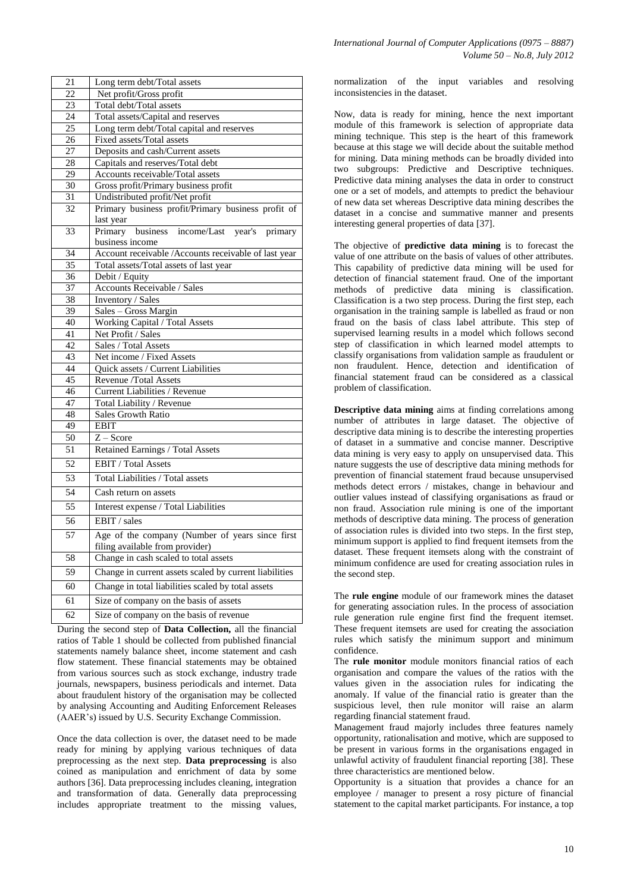| | |
|---|---|
| 21 | Long term debt/Total assets |
| 22 | Net profit/Gross profit |
| 23 | Total debt/Total assets |
| 24 | Total assets/Capital and reserves |
| 25 | Long term debt/Total capital and reserves |
| 26 | Fixed assets/Total assets |
| 27 | Deposits and cash/Current assets |
| 28 | Capitals and reserves/Total debt |
| 29 | Accounts receivable/Total assets |
| 30 | Gross profit/Primary business profit |
| 31 | Undistributed profit/Net profit |
| 32 | Primary business profit/Primary business profit of last year |
| 33 | Primary business income/Last year's primary business income |
| 34 | Account receivable /Accounts receivable of last year |
| 35 | Total assets/Total assets of last year |
| 36 | Debit / Equity |
| 37 | Accounts Receivable / Sales |
| 38 | Inventory / Sales |
| 39 | Sales – Gross Margin |
| 40 | Working Capital / Total Assets |
| 41 | Net Profit / Sales |
| 42 | Sales / Total Assets |
| 43 | Net income / Fixed Assets |
| 44 | Quick assets / Current Liabilities |
| 45 | Revenue /Total Assets |
| 46 | Current Liabilities / Revenue |
| 47 | Total Liability / Revenue |
| 48 | Sales Growth Ratio |
| 49 | EBIT |
| 50 | Z – Score |
| 51 | Retained Earnings / Total Assets |
| 52 | EBIT / Total Assets |
| 53 | Total Liabilities / Total assets |
| 54 | Cash return on assets |
| 55 | Interest expense / Total Liabilities |
| 56 | EBIT / sales |
| 57 | Age of the company (Number of years since first filing available from provider) |
| 58 | Change in cash scaled to total assets |
| 59 | Change in current assets scaled by current liabilities |
| 60 | Change in total liabilities scaled by total assets |
| 61 | Size of company on the basis of assets |
| 62 | Size of company on the basis of revenue |

During the second step of **Data Collection,** all the financial ratios of Table 1 should be collected from published financial statements namely balance sheet, income statement and cash flow statement. These financial statements may be obtained from various sources such as stock exchange, industry trade journals, newspapers, business periodicals and internet. Data about fraudulent history of the organisation may be collected by analysing Accounting and Auditing Enforcement Releases (AAER's) issued by U.S. Security Exchange Commission.

Once the data collection is over, the dataset need to be made ready for mining by applying various techniques of data preprocessing as the next step. **Data preprocessing** is also coined as manipulation and enrichment of data by some authors [36]. Data preprocessing includes cleaning, integration and transformation of data. Generally data preprocessing includes appropriate treatment to the missing values, normalization of the input variables and resolving inconsistencies in the dataset.

Now, data is ready for mining, hence the next important module of this framework is selection of appropriate data mining technique. This step is the heart of this framework because at this stage we will decide about the suitable method for mining. Data mining methods can be broadly divided into two subgroups: Predictive and Descriptive techniques. Predictive data mining analyses the data in order to construct one or a set of models, and attempts to predict the behaviour of new data set whereas Descriptive data mining describes the dataset in a concise and summative manner and presents interesting general properties of data [37].

The objective of **predictive data mining** is to forecast the value of one attribute on the basis of values of other attributes. This capability of predictive data mining will be used for detection of financial statement fraud. One of the important methods of predictive data mining is classification. Classification is a two step process. During the first step, each organisation in the training sample is labelled as fraud or non fraud on the basis of class label attribute. This step of supervised learning results in a model which follows second step of classification in which learned model attempts to classify organisations from validation sample as fraudulent or non fraudulent. Hence, detection and identification of financial statement fraud can be considered as a classical problem of classification.

**Descriptive data mining** aims at finding correlations among number of attributes in large dataset. The objective of descriptive data mining is to describe the interesting properties of dataset in a summative and concise manner. Descriptive data mining is very easy to apply on unsupervised data. This nature suggests the use of descriptive data mining methods for prevention of financial statement fraud because unsupervised methods detect errors / mistakes, change in behaviour and outlier values instead of classifying organisations as fraud or non fraud. Association rule mining is one of the important methods of descriptive data mining. The process of generation of association rules is divided into two steps. In the first step, minimum support is applied to find frequent itemsets from the dataset. These frequent itemsets along with the constraint of minimum confidence are used for creating association rules in the second step.

The **rule engine** module of our framework mines the dataset for generating association rules. In the process of association rule generation rule engine first find the frequent itemset. These frequent itemsets are used for creating the association rules which satisfy the minimum support and minimum confidence.

The **rule monitor** module monitors financial ratios of each organisation and compare the values of the ratios with the values given in the association rules for indicating the anomaly. If value of the financial ratio is greater than the suspicious level, then rule monitor will raise an alarm regarding financial statement fraud.

Management fraud majorly includes three features namely opportunity, rationalisation and motive, which are supposed to be present in various forms in the organisations engaged in unlawful activity of fraudulent financial reporting [38]. These three characteristics are mentioned below.

Opportunity is a situation that provides a chance for an employee / manager to present a rosy picture of financial statement to the capital market participants. For instance, a top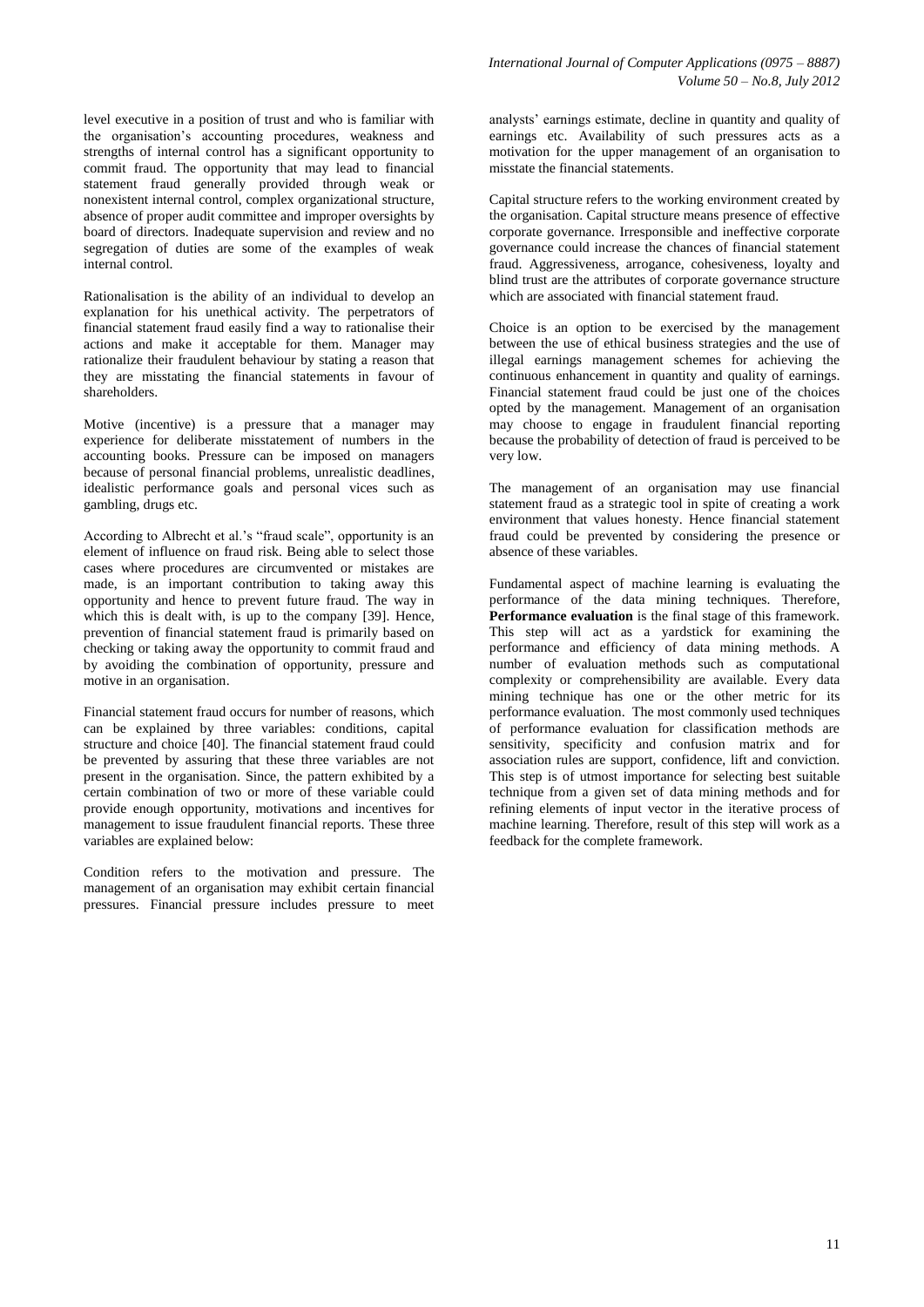level executive in a position of trust and who is familiar with the organisation's accounting procedures, weakness and strengths of internal control has a significant opportunity to commit fraud. The opportunity that may lead to financial statement fraud generally provided through weak or nonexistent internal control, complex organizational structure, absence of proper audit committee and improper oversights by board of directors. Inadequate supervision and review and no segregation of duties are some of the examples of weak internal control.

Rationalisation is the ability of an individual to develop an explanation for his unethical activity. The perpetrators of financial statement fraud easily find a way to rationalise their actions and make it acceptable for them. Manager may rationalize their fraudulent behaviour by stating a reason that they are misstating the financial statements in favour of shareholders.

Motive (incentive) is a pressure that a manager may experience for deliberate misstatement of numbers in the accounting books. Pressure can be imposed on managers because of personal financial problems, unrealistic deadlines, idealistic performance goals and personal vices such as gambling, drugs etc.

According to Albrecht et al.'s "fraud scale", opportunity is an element of influence on fraud risk. Being able to select those cases where procedures are circumvented or mistakes are made, is an important contribution to taking away this opportunity and hence to prevent future fraud. The way in which this is dealt with, is up to the company [39]. Hence, prevention of financial statement fraud is primarily based on checking or taking away the opportunity to commit fraud and by avoiding the combination of opportunity, pressure and motive in an organisation.

Financial statement fraud occurs for number of reasons, which can be explained by three variables: conditions, capital structure and choice [40]. The financial statement fraud could be prevented by assuring that these three variables are not present in the organisation. Since, the pattern exhibited by a certain combination of two or more of these variable could provide enough opportunity, motivations and incentives for management to issue fraudulent financial reports. These three variables are explained below:

Condition refers to the motivation and pressure. The management of an organisation may exhibit certain financial pressures. Financial pressure includes pressure to meet analysts' earnings estimate, decline in quantity and quality of earnings etc. Availability of such pressures acts as a motivation for the upper management of an organisation to misstate the financial statements.

Capital structure refers to the working environment created by the organisation. Capital structure means presence of effective corporate governance. Irresponsible and ineffective corporate governance could increase the chances of financial statement fraud. Aggressiveness, arrogance, cohesiveness, loyalty and blind trust are the attributes of corporate governance structure which are associated with financial statement fraud.

Choice is an option to be exercised by the management between the use of ethical business strategies and the use of illegal earnings management schemes for achieving the continuous enhancement in quantity and quality of earnings. Financial statement fraud could be just one of the choices opted by the management. Management of an organisation may choose to engage in fraudulent financial reporting because the probability of detection of fraud is perceived to be very low.

The management of an organisation may use financial statement fraud as a strategic tool in spite of creating a work environment that values honesty. Hence financial statement fraud could be prevented by considering the presence or absence of these variables.

Fundamental aspect of machine learning is evaluating the performance of the data mining techniques. Therefore, **Performance evaluation** is the final stage of this framework. This step will act as a yardstick for examining the performance and efficiency of data mining methods. A number of evaluation methods such as computational complexity or comprehensibility are available. Every data mining technique has one or the other metric for its performance evaluation. The most commonly used techniques of performance evaluation for classification methods are sensitivity, specificity and confusion matrix and for association rules are support, confidence, lift and conviction. This step is of utmost importance for selecting best suitable technique from a given set of data mining methods and for refining elements of input vector in the iterative process of machine learning. Therefore, result of this step will work as a feedback for the complete framework.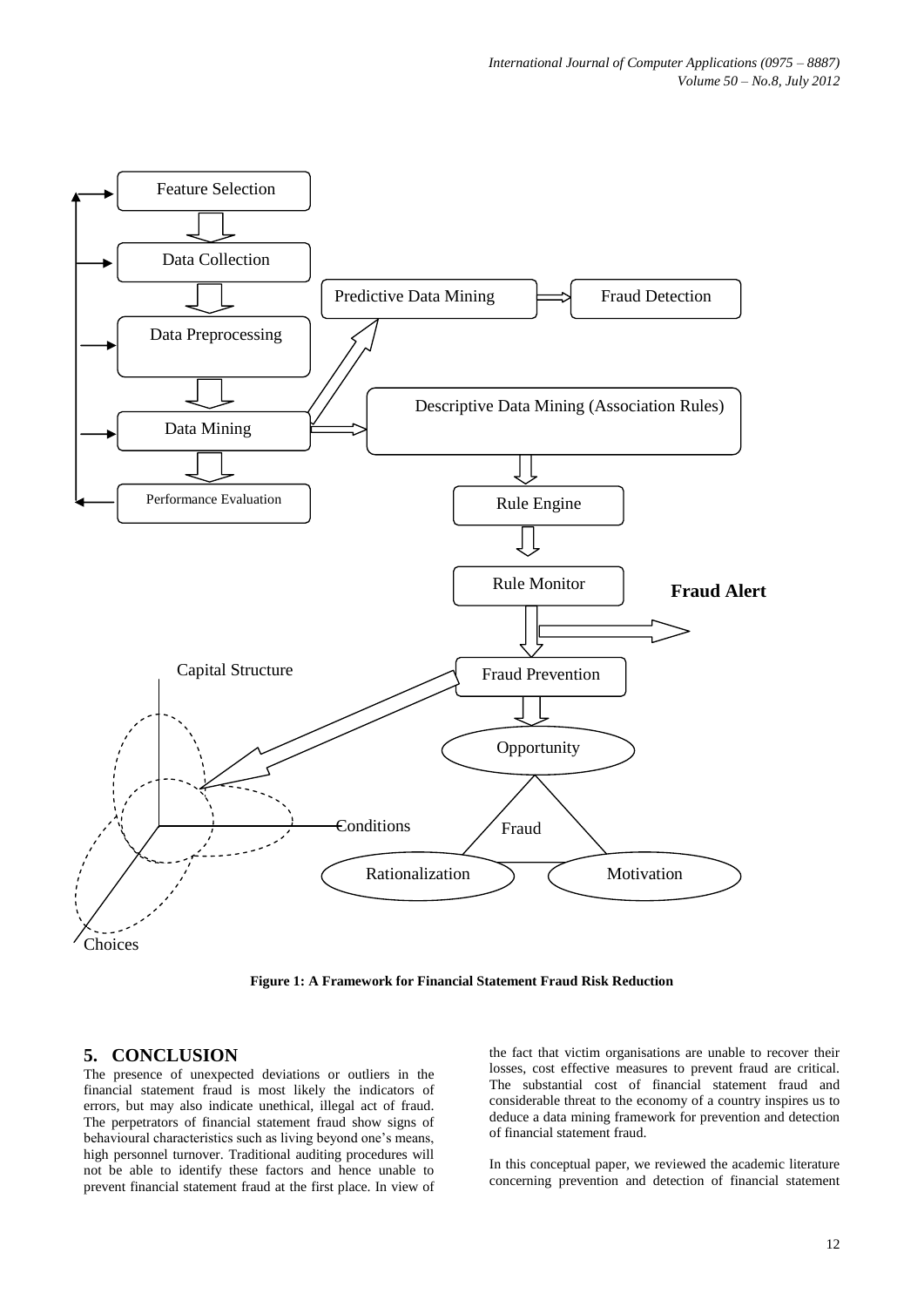Feature Selection

Data Collection

Data Preprocessing

Data Mining

Performance Evaluation

Predictive Data Mining

Fraud Detection

Descriptive Data Mining (Association Rules)

Rule Engine

Rule Monitor

**Fraud Alert**

Fraud Prevention

Capital Structure

Conditions

Choices

Opportunity

Fraud

Rationalization

Motivation

**Figure 1: A Framework for Financial Statement Fraud Risk Reduction**

## 5. CONCLUSION

The presence of unexpected deviations or outliers in the financial statement fraud is most likely the indicators of errors, but may also indicate unethical, illegal act of fraud. The perpetrators of financial statement fraud show signs of behavioural characteristics such as living beyond one's means, high personnel turnover. Traditional auditing procedures will not be able to identify these factors and hence unable to prevent financial statement fraud at the first place. In view of the fact that victim organisations are unable to recover their losses, cost effective measures to prevent fraud are critical. The substantial cost of financial statement fraud and considerable threat to the economy of a country inspires us to deduce a data mining framework for prevention and detection of financial statement fraud.

In this conceptual paper, we reviewed the academic literature concerning prevention and detection of financial statement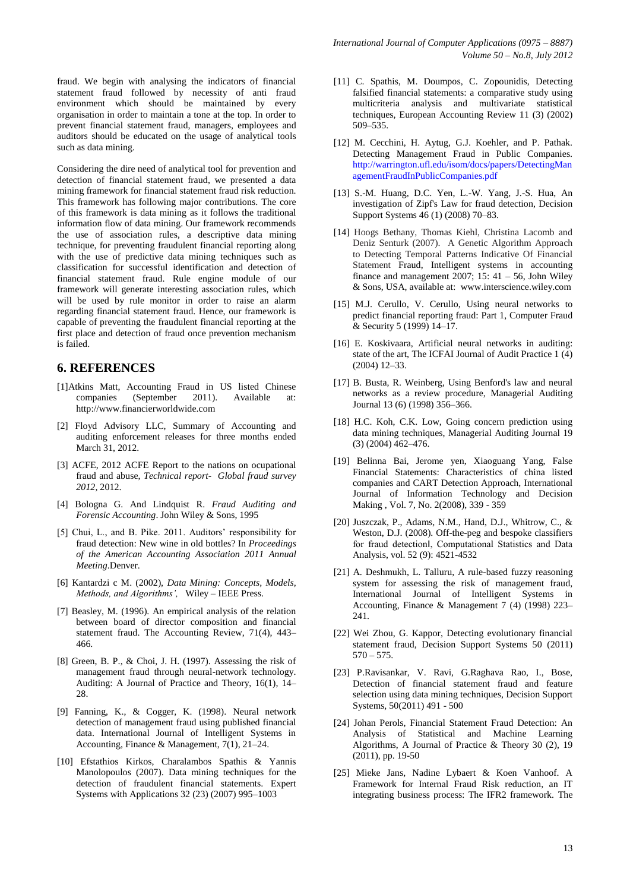fraud. We begin with analysing the indicators of financial statement fraud followed by necessity of anti fraud environment which should be maintained by every organisation in order to maintain a tone at the top. In order to prevent financial statement fraud, managers, employees and auditors should be educated on the usage of analytical tools such as data mining.

Considering the dire need of analytical tool for prevention and detection of financial statement fraud, we presented a data mining framework for financial statement fraud risk reduction. This framework has following major contributions. The core of this framework is data mining as it follows the traditional information flow of data mining. Our framework recommends the use of association rules, a descriptive data mining technique, for preventing fraudulent financial reporting along with the use of predictive data mining techniques such as classification for successful identification and detection of financial statement fraud. Rule engine module of our framework will generate interesting association rules, which will be used by rule monitor in order to raise an alarm regarding financial statement fraud. Hence, our framework is capable of preventing the fraudulent financial reporting at the first place and detection of fraud once prevention mechanism is failed.

## 6. REFERENCES

[1]Atkins Matt, Accounting Fraud in US listed Chinese companies (September 2011). Available at: http://www.financierworldwide.com

[2] Floyd Advisory LLC, Summary of Accounting and auditing enforcement releases for three months ended March 31, 2012.

[3] ACFE, 2012 ACFE Report to the nations on ocupational fraud and abuse, *Technical report- Global fraud survey 2012*, 2012.

[4] Bologna G. And Lindquist R. *Fraud Auditing and Forensic Accounting*. John Wiley & Sons, 1995

[5] Chui, L., and B. Pike. 2011. Auditors' responsibility for fraud detection: New wine in old bottles? In *Proceedings of the American Accounting Association 2011 Annual Meeting*.Denver.

[6] Kantardzi c M. (2002), *Data Mining: Concepts, Models, Methods, and Algorithms',* Wiley – IEEE Press.

[7] Beasley, M. (1996). An empirical analysis of the relation between board of director composition and financial statement fraud. The Accounting Review, 71(4), 443–466.

[8] Green, B. P., & Choi, J. H. (1997). Assessing the risk of management fraud through neural-network technology. Auditing: A Journal of Practice and Theory, 16(1), 14–28.

[9] Fanning, K., & Cogger, K. (1998). Neural network detection of management fraud using published financial data. International Journal of Intelligent Systems in Accounting, Finance & Management, 7(1), 21–24.

[10] Efstathios Kirkos, Charalambos Spathis & Yannis Manolopoulos (2007). Data mining techniques for the detection of fraudulent financial statements. Expert Systems with Applications 32 (23) (2007) 995–1003

[11] C. Spathis, M. Doumpos, C. Zopounidis, Detecting falsified financial statements: a comparative study using multicriteria analysis and multivariate statistical techniques, European Accounting Review 11 (3) (2002) 509–535.

[12] M. Cecchini, H. Aytug, G.J. Koehler, and P. Pathak. Detecting Management Fraud in Public Companies. http://warrington.ufl.edu/isom/docs/papers/DetectingManagementFraudInPublicCompanies.pdf

[13] S.-M. Huang, D.C. Yen, L.-W. Yang, J.-S. Hua, An investigation of Zipf's Law for fraud detection, Decision Support Systems 46 (1) (2008) 70–83.

[14] Hoogs Bethany, Thomas Kiehl, Christina Lacomb and Deniz Senturk (2007). A Genetic Algorithm Approach to Detecting Temporal Patterns Indicative Of Financial Statement Fraud, Intelligent systems in accounting finance and management 2007; 15: 41 – 56, John Wiley & Sons, USA, available at: www.interscience.wiley.com

[15] M.J. Cerullo, V. Cerullo, Using neural networks to predict financial reporting fraud: Part 1, Computer Fraud & Security 5 (1999) 14–17.

[16] E. Koskivaara, Artificial neural networks in auditing: state of the art, The ICFAI Journal of Audit Practice 1 (4) (2004) 12–33.

[17] B. Busta, R. Weinberg, Using Benford's law and neural networks as a review procedure, Managerial Auditing Journal 13 (6) (1998) 356–366.

[18] H.C. Koh, C.K. Low, Going concern prediction using data mining techniques, Managerial Auditing Journal 19 (3) (2004) 462–476.

[19] Belinna Bai, Jerome yen, Xiaoguang Yang, False Financial Statements: Characteristics of china listed companies and CART Detection Approach, International Journal of Information Technology and Decision Making , Vol. 7, No. 2(2008), 339 - 359

[20] Juszczak, P., Adams, N.M., Hand, D.J., Whitrow, C., & Weston, D.J. (2008). Off-the-peg and bespoke classifiers for fraud detection‖, Computational Statistics and Data Analysis, vol. 52 (9): 4521-4532

[21] A. Deshmukh, L. Talluru, A rule-based fuzzy reasoning system for assessing the risk of management fraud, International Journal of Intelligent Systems in Accounting, Finance & Management 7 (4) (1998) 223–241.

[22] Wei Zhou, G. Kappor, Detecting evolutionary financial statement fraud, Decision Support Systems 50 (2011) 570 – 575.

[23] P.Ravisankar, V. Ravi, G.Raghava Rao, I., Bose, Detection of financial statement fraud and feature selection using data mining techniques, Decision Support Systems, 50(2011) 491 - 500

[24] Johan Perols, Financial Statement Fraud Detection: An Analysis of Statistical and Machine Learning Algorithms, A Journal of Practice & Theory 30 (2), 19 (2011), pp. 19-50

[25] Mieke Jans, Nadine Lybaert & Koen Vanhoof. A Framework for Internal Fraud Risk reduction, an IT integrating business process: The IFR2 framework. The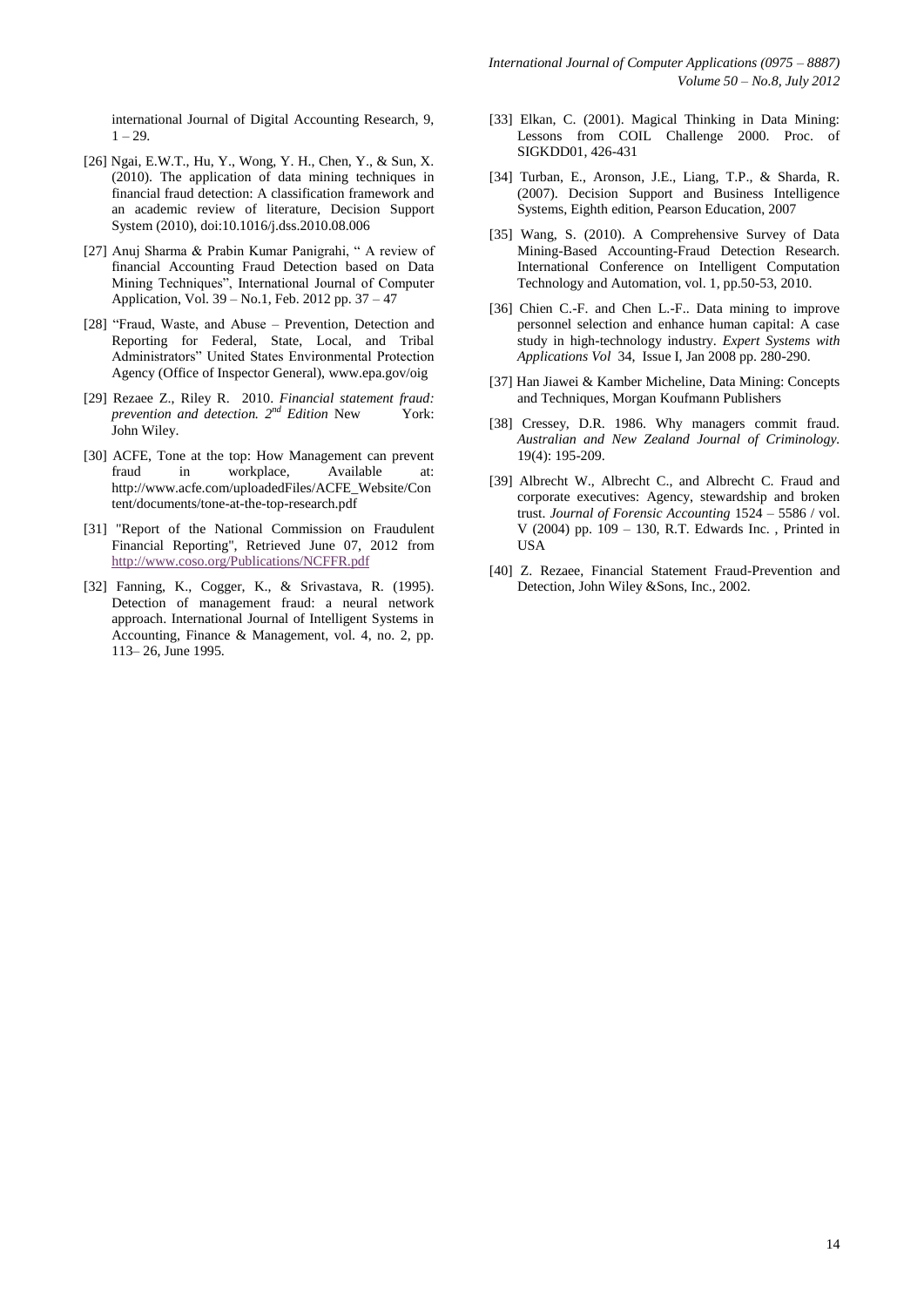international Journal of Digital Accounting Research, 9, 1 – 29.

[26] Ngai, E.W.T., Hu, Y., Wong, Y. H., Chen, Y., & Sun, X. (2010). The application of data mining techniques in financial fraud detection: A classification framework and an academic review of literature, Decision Support System (2010), doi:10.1016/j.dss.2010.08.006

[27] Anuj Sharma & Prabin Kumar Panigrahi, " A review of financial Accounting Fraud Detection based on Data Mining Techniques", International Journal of Computer Application, Vol. 39 – No.1, Feb. 2012 pp. 37 – 47

[28] "Fraud, Waste, and Abuse – Prevention, Detection and Reporting for Federal, State, Local, and Tribal Administrators" United States Environmental Protection Agency (Office of Inspector General), www.epa.gov/oig

[29] Rezaee Z., Riley R. 2010. *Financial statement fraud: prevention and detection. 2nd Edition* New York: John Wiley.

[30] ACFE, Tone at the top: How Management can prevent fraud in workplace, Available at: http://www.acfe.com/uploadedFiles/ACFE_Website/Content/documents/tone-at-the-top-research.pdf

[31] "Report of the National Commission on Fraudulent Financial Reporting", Retrieved June 07, 2012 from http://www.coso.org/Publications/NCFFR.pdf

[32] Fanning, K., Cogger, K., & Srivastava, R. (1995). Detection of management fraud: a neural network approach. International Journal of Intelligent Systems in Accounting, Finance & Management, vol. 4, no. 2, pp. 113– 26, June 1995.

[33] Elkan, C. (2001). Magical Thinking in Data Mining: Lessons from COIL Challenge 2000. Proc. of SIGKDD01, 426-431

[34] Turban, E., Aronson, J.E., Liang, T.P., & Sharda, R. (2007). Decision Support and Business Intelligence Systems, Eighth edition, Pearson Education, 2007

[35] Wang, S. (2010). A Comprehensive Survey of Data Mining-Based Accounting-Fraud Detection Research. International Conference on Intelligent Computation Technology and Automation, vol. 1, pp.50-53, 2010.

[36] Chien C.-F. and Chen L.-F.. Data mining to improve personnel selection and enhance human capital: A case study in high-technology industry. *Expert Systems with Applications Vol* 34, Issue I, Jan 2008 pp. 280-290.

[37] Han Jiawei & Kamber Micheline, Data Mining: Concepts and Techniques, Morgan Koufmann Publishers

[38] Cressey, D.R. 1986. Why managers commit fraud. *Australian and New Zealand Journal of Criminology.* 19(4): 195-209.

[39] Albrecht W., Albrecht C., and Albrecht C. Fraud and corporate executives: Agency, stewardship and broken trust. *Journal of Forensic Accounting* 1524 – 5586 / vol. V (2004) pp. 109 – 130, R.T. Edwards Inc. , Printed in USA

[40] Z. Rezaee, Financial Statement Fraud-Prevention and Detection, John Wiley &Sons, Inc., 2002.